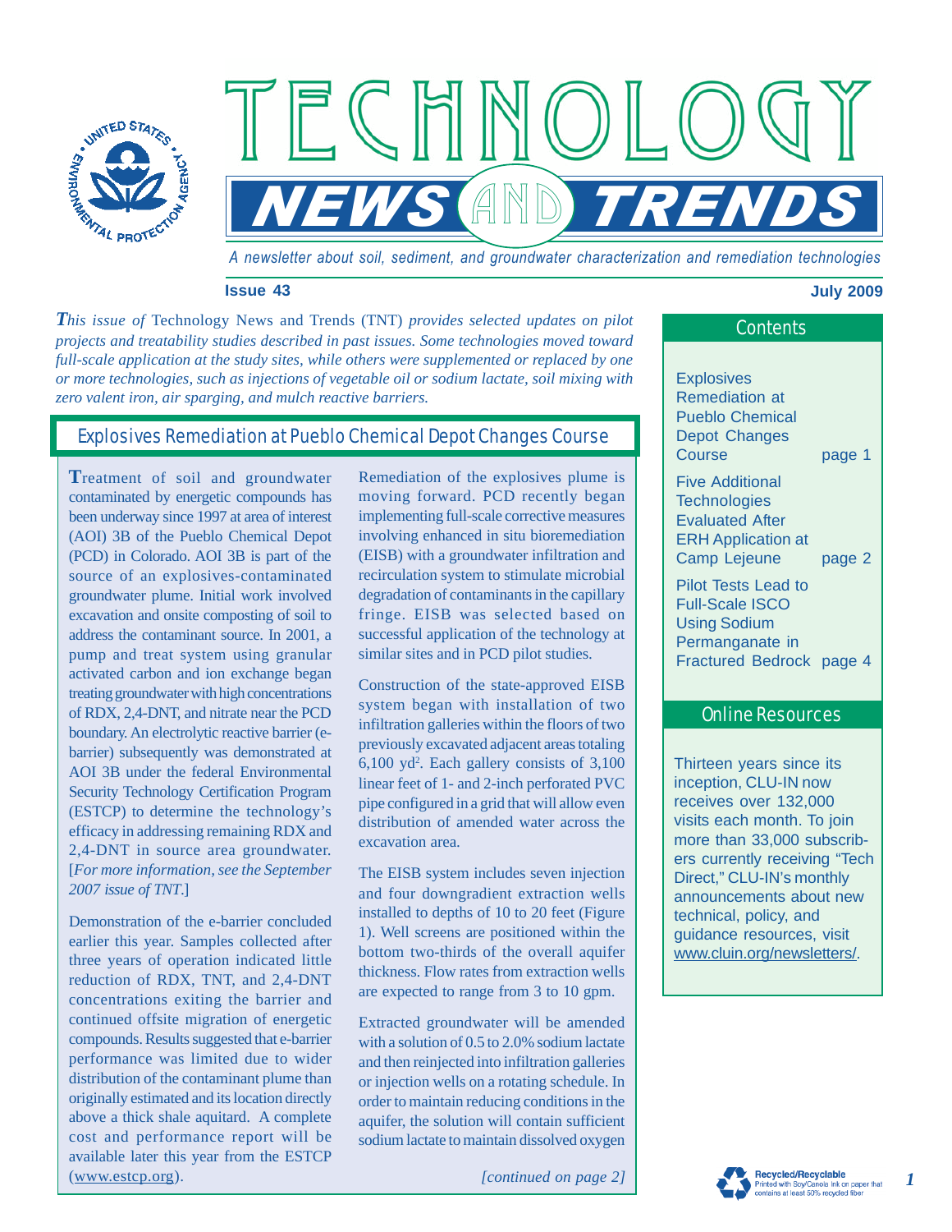# TECHNOLOGY NEWS AND TRENDS

*A newsletter about soil, sediment, and groundwater characterization and remediation technologies*

**Issue 43** **July 2009**

*This issue of* Technology News and Trends (TNT) *provides selected updates on pilot projects and treatability studies described in past issues. Some technologies moved toward full-scale application at the study sites, while others were supplemented or replaced by one or more technologies, such as injections of vegetable oil or sodium lactate, soil mixing with zero valent iron, air sparging, and mulch reactive barriers.*

## Explosives Remediation at Pueblo Chemical Depot Changes Course

Treatment of soil and groundwater contaminated by energetic compounds has been underway since 1997 at area of interest (AOI) 3B of the Pueblo Chemical Depot (PCD) in Colorado. AOI 3B is part of the source of an explosives-contaminated groundwater plume. Initial work involved excavation and onsite composting of soil to address the contaminant source. In 2001, a pump and treat system using granular activated carbon and ion exchange began treating groundwater with high concentrations of RDX, 2,4-DNT, and nitrate near the PCD boundary. An electrolytic reactive barrier (e-barrier) subsequently was demonstrated at AOI 3B under the federal Environmental Security Technology Certification Program (ESTCP) to determine the technology's efficacy in addressing remaining RDX and 2,4-DNT in source area groundwater. [*For more information, see the September 2007 issue of TNT*.]

Demonstration of the e-barrier concluded earlier this year. Samples collected after three years of operation indicated little reduction of RDX, TNT, and 2,4-DNT concentrations exiting the barrier and continued offsite migration of energetic compounds. Results suggested that e-barrier performance was limited due to wider distribution of the contaminant plume than originally estimated and its location directly above a thick shale aquitard. A complete cost and performance report will be available later this year from the ESTCP (www.estcp.org).

Remediation of the explosives plume is moving forward. PCD recently began implementing full-scale corrective measures involving enhanced in situ bioremediation (EISB) with a groundwater infiltration and recirculation system to stimulate microbial degradation of contaminants in the capillary fringe. EISB was selected based on successful application of the technology at similar sites and in PCD pilot studies.

Construction of the state-approved EISB system began with installation of two infiltration galleries within the floors of two previously excavated adjacent areas totaling 6,100 yd$^2$. Each gallery consists of 3,100 linear feet of 1- and 2-inch perforated PVC pipe configured in a grid that will allow even distribution of amended water across the excavation area.

The EISB system includes seven injection and four downgradient extraction wells installed to depths of 10 to 20 feet (Figure 1). Well screens are positioned within the bottom two-thirds of the overall aquifer thickness. Flow rates from extraction wells are expected to range from 3 to 10 gpm.

Extracted groundwater will be amended with a solution of 0.5 to 2.0% sodium lactate and then reinjected into infiltration galleries or injection wells on a rotating schedule. In order to maintain reducing conditions in the aquifer, the solution will contain sufficient sodium lactate to maintain dissolved oxygen

*[continued on page 2]*

## Contents

- Explosives Remediation at Pueblo Chemical Depot Changes Course — page 1
- Five Additional Technologies Evaluated After ERH Application at Camp Lejeune — page 2
- Pilot Tests Lead to Full-Scale ISCO Using Sodium Permanganate in Fractured Bedrock — page 4

## Online Resources

Thirteen years since its inception, CLU-IN now receives over 132,000 visits each month. To join more than 33,000 subscribers currently receiving "Tech Direct," CLU-IN's monthly announcements about new technical, policy, and guidance resources, visit www.cluin.org/newsletters/.

Recycled/Recyclable
Printed with Soy/Canola ink on paper that contains at least 50% recycled fiber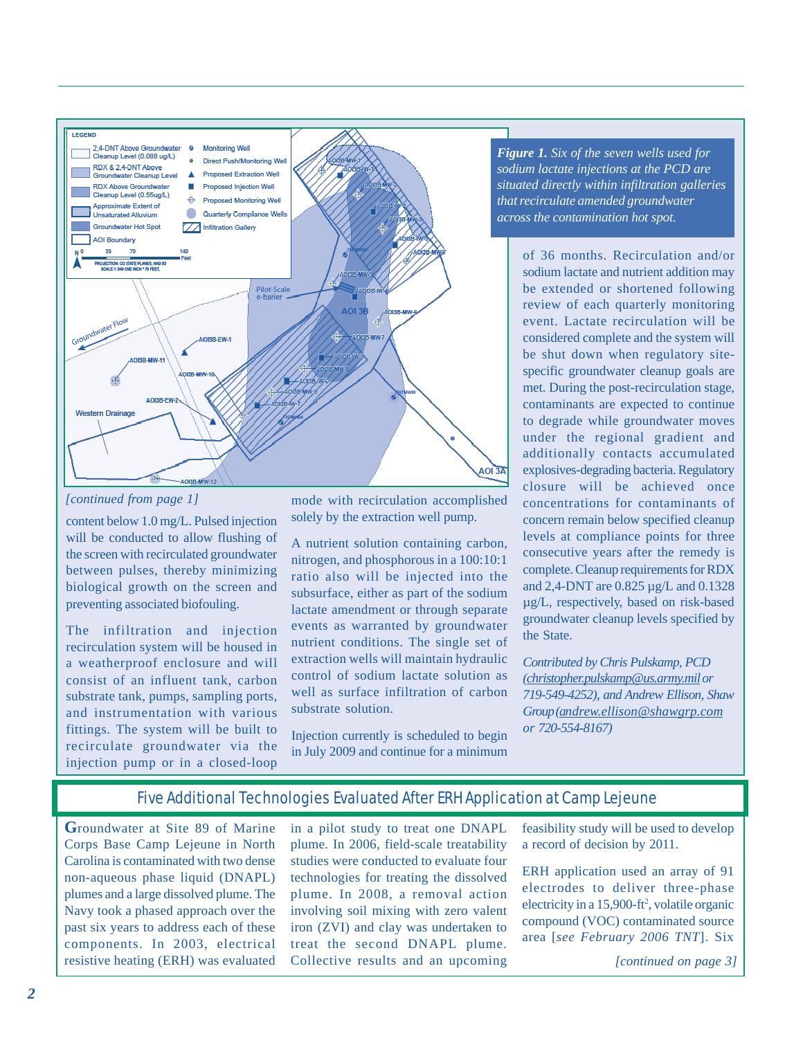*Figure 1. Six of the seven wells used for sodium lactate injections at the PCD are situated directly within infiltration galleries that recirculate amended groundwater across the contamination hot spot.*

*[continued from page 1]*

content below 1.0 mg/L. Pulsed injection will be conducted to allow flushing of the screen with recirculated groundwater between pulses, thereby minimizing biological growth on the screen and preventing associated biofouling.

The infiltration and injection recirculation system will be housed in a weatherproof enclosure and will consist of an influent tank, carbon substrate tank, pumps, sampling ports, and instrumentation with various fittings. The system will be built to recirculate groundwater via the injection pump or in a closed-loop mode with recirculation accomplished solely by the extraction well pump.

A nutrient solution containing carbon, nitrogen, and phosphorous in a 100:10:1 ratio also will be injected into the subsurface, either as part of the sodium lactate amendment or through separate events as warranted by groundwater nutrient conditions. The single set of extraction wells will maintain hydraulic control of sodium lactate solution as well as surface infiltration of carbon substrate solution.

Injection currently is scheduled to begin in July 2009 and continue for a minimum of 36 months. Recirculation and/or sodium lactate and nutrient addition may be extended or shortened following review of each quarterly monitoring event. Lactate recirculation will be considered complete and the system will be shut down when regulatory site-specific groundwater cleanup goals are met. During the post-recirculation stage, contaminants are expected to continue to degrade while groundwater moves under the regional gradient and additionally contacts accumulated explosives-degrading bacteria. Regulatory closure will be achieved once concentrations for contaminants of concern remain below specified cleanup levels at compliance points for three consecutive years after the remedy is complete. Cleanup requirements for RDX and 2,4-DNT are 0.825 µg/L and 0.1328 µg/L, respectively, based on risk-based groundwater cleanup levels specified by the State.

*Contributed by Chris Pulskamp, PCD (christopher.pulskamp@us.army.mil or 719-549-4252), and Andrew Ellison, Shaw Group (andrew.ellison@shawgrp.com or 720-554-8167)*

## Five Additional Technologies Evaluated After ERH Application at Camp Lejeune

Groundwater at Site 89 of Marine Corps Base Camp Lejeune in North Carolina is contaminated with two dense non-aqueous phase liquid (DNAPL) plumes and a large dissolved plume. The Navy took a phased approach over the past six years to address each of these components. In 2003, electrical resistive heating (ERH) was evaluated in a pilot study to treat one DNAPL plume. In 2006, field-scale treatability studies were conducted to evaluate four technologies for treating the dissolved plume. In 2008, a removal action involving soil mixing with zero valent iron (ZVI) and clay was undertaken to treat the second DNAPL plume. Collective results and an upcoming feasibility study will be used to develop a record of decision by 2011.

ERH application used an array of 91 electrodes to deliver three-phase electricity in a 15,900-ft$^2$, volatile organic compound (VOC) contaminated source area [*see February 2006 TNT*]. Six

*[continued on page 3]*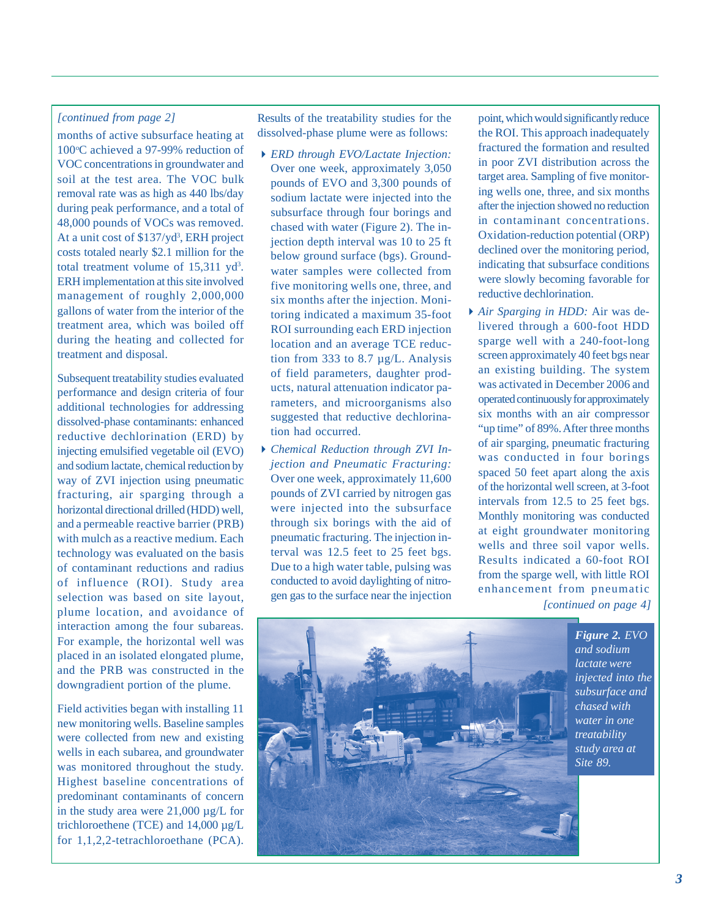*[continued from page 2]*

months of active subsurface heating at 100°C achieved a 97-99% reduction of VOC concentrations in groundwater and soil at the test area. The VOC bulk removal rate was as high as 440 lbs/day during peak performance, and a total of 48,000 pounds of VOCs was removed. At a unit cost of $137/yd$^3$, ERH project costs totaled nearly $2.1 million for the total treatment volume of 15,311 yd$^3$. ERH implementation at this site involved management of roughly 2,000,000 gallons of water from the interior of the treatment area, which was boiled off during the heating and collected for treatment and disposal.

Subsequent treatability studies evaluated performance and design criteria of four additional technologies for addressing dissolved-phase contaminants: enhanced reductive dechlorination (ERD) by injecting emulsified vegetable oil (EVO) and sodium lactate, chemical reduction by way of ZVI injection using pneumatic fracturing, air sparging through a horizontal directional drilled (HDD) well, and a permeable reactive barrier (PRB) with mulch as a reactive medium. Each technology was evaluated on the basis of contaminant reductions and radius of influence (ROI). Study area selection was based on site layout, plume location, and avoidance of interaction among the four subareas. For example, the horizontal well was placed in an isolated elongated plume, and the PRB was constructed in the downgradient portion of the plume.

Field activities began with installing 11 new monitoring wells. Baseline samples were collected from new and existing wells in each subarea, and groundwater was monitored throughout the study. Highest baseline concentrations of predominant contaminants of concern in the study area were 21,000 µg/L for trichloroethene (TCE) and 14,000 µg/L for 1,1,2,2-tetrachloroethane (PCA).

Results of the treatability studies for the dissolved-phase plume were as follows:

- *ERD through EVO/Lactate Injection:* Over one week, approximately 3,050 pounds of EVO and 3,300 pounds of sodium lactate were injected into the subsurface through four borings and chased with water (Figure 2). The injection depth interval was 10 to 25 ft below ground surface (bgs). Groundwater samples were collected from five monitoring wells one, three, and six months after the injection. Monitoring indicated a maximum 35-foot ROI surrounding each ERD injection location and an average TCE reduction from 333 to 8.7 µg/L. Analysis of field parameters, daughter products, natural attenuation indicator parameters, and microorganisms also suggested that reductive dechlorination had occurred.
- *Chemical Reduction through ZVI Injection and Pneumatic Fracturing:* Over one week, approximately 11,600 pounds of ZVI carried by nitrogen gas were injected into the subsurface through six borings with the aid of pneumatic fracturing. The injection interval was 12.5 feet to 25 feet bgs. Due to a high water table, pulsing was conducted to avoid daylighting of nitrogen gas to the surface near the injection point, which would significantly reduce the ROI. This approach inadequately fractured the formation and resulted in poor ZVI distribution across the target area. Sampling of five monitoring wells one, three, and six months after the injection showed no reduction in contaminant concentrations. Oxidation-reduction potential (ORP) declined over the monitoring period, indicating that subsurface conditions were slowly becoming favorable for reductive dechlorination.
- *Air Sparging in HDD:* Air was delivered through a 600-foot HDD sparge well with a 240-foot-long screen approximately 40 feet bgs near an existing building. The system was activated in December 2006 and operated continuously for approximately six months with an air compressor "up time" of 89%. After three months of air sparging, pneumatic fracturing was conducted in four borings spaced 50 feet apart along the axis of the horizontal well screen, at 3-foot intervals from 12.5 to 25 feet bgs. Monthly monitoring was conducted at eight groundwater monitoring wells and three soil vapor wells. Results indicated a 60-foot ROI from the sparge well, with little ROI enhancement from pneumatic

*[continued on page 4]*

***Figure 2.*** *EVO and sodium lactate were injected into the subsurface and chased with water in one treatability study area at Site 89.*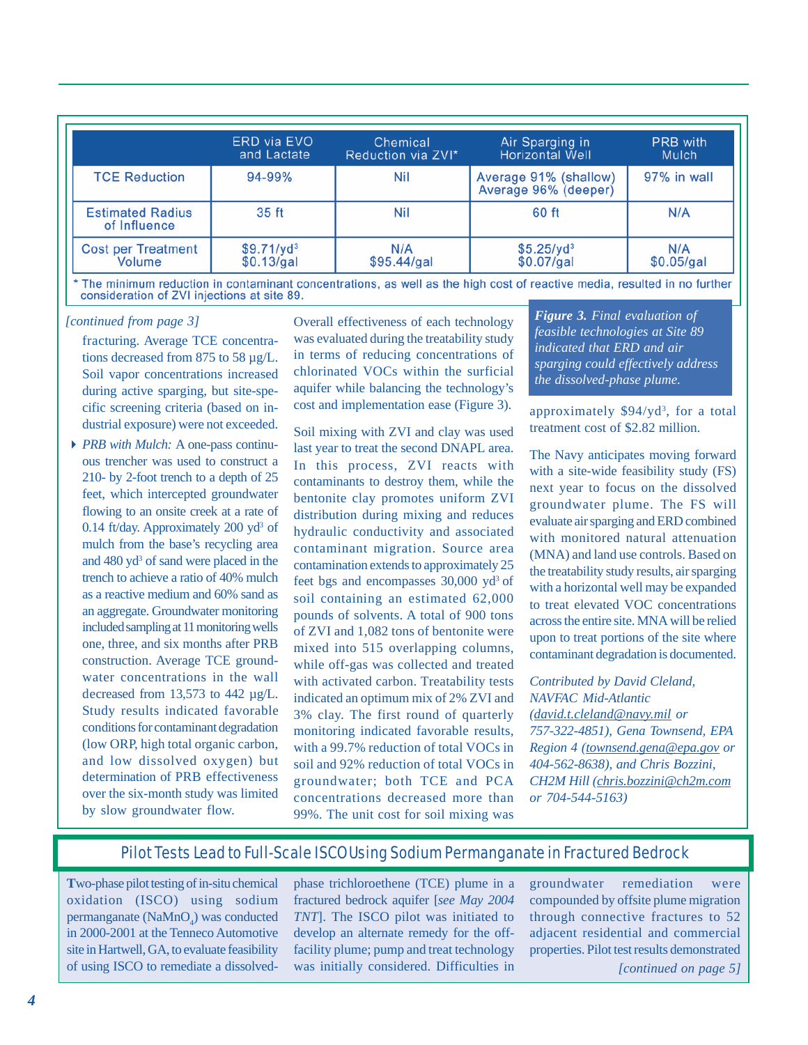| | ERD via EVO and Lactate | Chemical Reduction via ZVI* | Air Sparging in Horizontal Well | PRB with Mulch |
|---|---|---|---|---|
| TCE Reduction | 94-99% | Nil | Average 91% (shallow) Average 96% (deeper) | 97% in wall |
| Estimated Radius of Influence | 35 ft | Nil | 60 ft | N/A |
| Cost per Treatment Volume | $9.71/yd^3$ $0.13/gal | N/A $95.44/gal | $5.25/yd^3$ $0.07/gal | N/A $0.05/gal |

\* The minimum reduction in contaminant concentrations, as well as the high cost of reactive media, resulted in no further consideration of ZVI injections at site 89.

***Figure 3.*** *Final evaluation of feasible technologies at Site 89 indicated that ERD and air sparging could effectively address the dissolved-phase plume.*

*[continued from page 3]*

fracturing. Average TCE concentrations decreased from 875 to 58 µg/L. Soil vapor concentrations increased during active sparging, but site-specific screening criteria (based on industrial exposure) were not exceeded.

- *PRB with Mulch:* A one-pass continuous trencher was used to construct a 210- by 2-foot trench to a depth of 25 feet, which intercepted groundwater flowing to an onsite creek at a rate of 0.14 ft/day. Approximately 200 yd³ of mulch from the base's recycling area and 480 yd³ of sand were placed in the trench to achieve a ratio of 40% mulch as a reactive medium and 60% sand as an aggregate. Groundwater monitoring included sampling at 11 monitoring wells one, three, and six months after PRB construction. Average TCE groundwater concentrations in the wall decreased from 13,573 to 442 µg/L. Study results indicated favorable conditions for contaminant degradation (low ORP, high total organic carbon, and low dissolved oxygen) but determination of PRB effectiveness over the six-month study was limited by slow groundwater flow.

Overall effectiveness of each technology was evaluated during the treatability study in terms of reducing concentrations of chlorinated VOCs within the surficial aquifer while balancing the technology's cost and implementation ease (Figure 3).

Soil mixing with ZVI and clay was used last year to treat the second DNAPL area. In this process, ZVI reacts with contaminants to destroy them, while the bentonite clay promotes uniform ZVI distribution during mixing and reduces hydraulic conductivity and associated contaminant migration. Source area contamination extends to approximately 25 feet bgs and encompasses 30,000 yd³ of soil containing an estimated 62,000 pounds of solvents. A total of 900 tons of ZVI and 1,082 tons of bentonite were mixed into 515 overlapping columns, while off-gas was collected and treated with activated carbon. Treatability tests indicated an optimum mix of 2% ZVI and 3% clay. The first round of quarterly monitoring indicated favorable results, with a 99.7% reduction of total VOCs in soil and 92% reduction of total VOCs in groundwater; both TCE and PCA concentrations decreased more than 99%. The unit cost for soil mixing was approximately $94/yd³, for a total treatment cost of $2.82 million.

The Navy anticipates moving forward with a site-wide feasibility study (FS) next year to focus on the dissolved groundwater plume. The FS will evaluate air sparging and ERD combined with monitored natural attenuation (MNA) and land use controls. Based on the treatability study results, air sparging with a horizontal well may be expanded to treat elevated VOC concentrations across the entire site. MNA will be relied upon to treat portions of the site where contaminant degradation is documented.

*Contributed by David Cleland, NAVFAC Mid-Atlantic (david.t.cleland@navy.mil or 757-322-4851), Gena Townsend, EPA Region 4 (townsend.gena@epa.gov or 404-562-8638), and Chris Bozzini, CH2M Hill (chris.bozzini@ch2m.com or 704-544-5163)*

## Pilot Tests Lead to Full-Scale ISCO Using Sodium Permanganate in Fractured Bedrock

**T**wo-phase pilot testing of in-situ chemical oxidation (ISCO) using sodium permanganate ($NaMnO_4$) was conducted in 2000-2001 at the Tenneco Automotive site in Hartwell, GA, to evaluate feasibility of using ISCO to remediate a dissolved-phase trichloroethene (TCE) plume in a fractured bedrock aquifer [*see May 2004 TNT*]. The ISCO pilot was initiated to develop an alternate remedy for the off-facility plume; pump and treat technology was initially considered. Difficulties in groundwater remediation were compounded by offsite plume migration through connective fractures to 52 adjacent residential and commercial properties. Pilot test results demonstrated

*[continued on page 5]*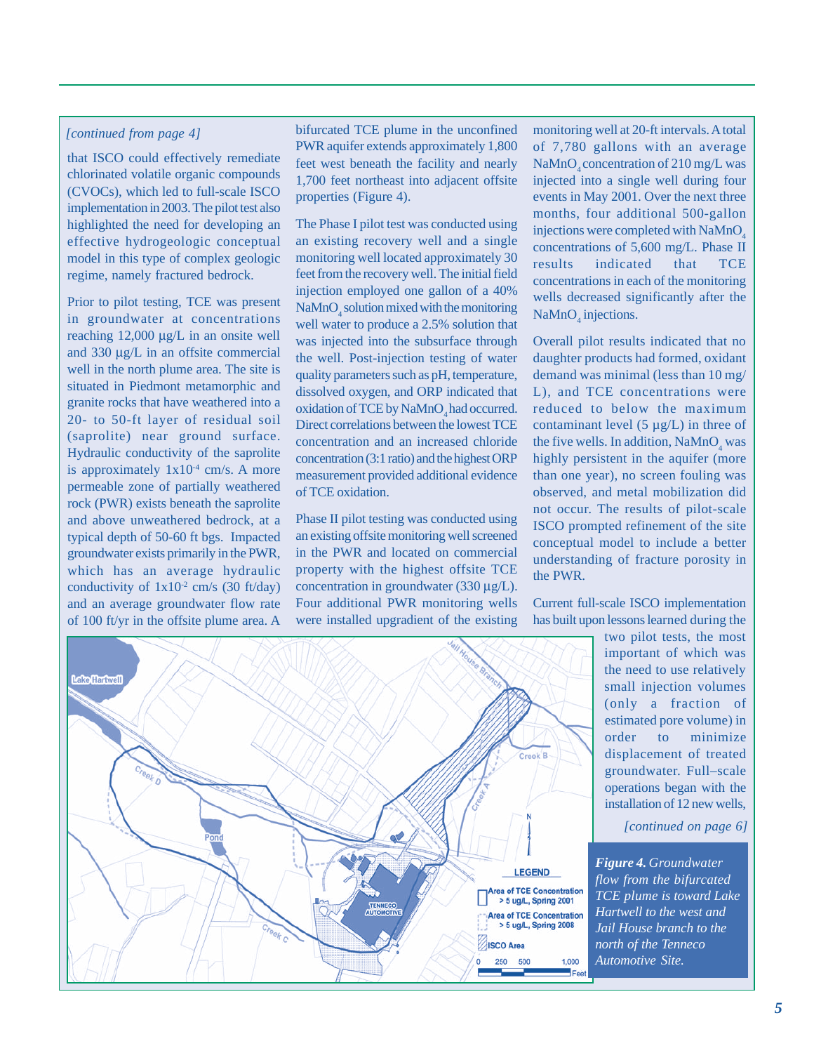*[continued from page 4]*

that ISCO could effectively remediate chlorinated volatile organic compounds (CVOCs), which led to full-scale ISCO implementation in 2003. The pilot test also highlighted the need for developing an effective hydrogeologic conceptual model in this type of complex geologic regime, namely fractured bedrock.

Prior to pilot testing, TCE was present in groundwater at concentrations reaching 12,000 µg/L in an onsite well and 330 µg/L in an offsite commercial well in the north plume area. The site is situated in Piedmont metamorphic and granite rocks that have weathered into a 20- to 50-ft layer of residual soil (saprolite) near ground surface. Hydraulic conductivity of the saprolite is approximately $1x10^{-4}$ cm/s. A more permeable zone of partially weathered rock (PWR) exists beneath the saprolite and above unweathered bedrock, at a typical depth of 50-60 ft bgs. Impacted groundwater exists primarily in the PWR, which has an average hydraulic conductivity of $1x10^{-2}$ cm/s (30 ft/day) and an average groundwater flow rate of 100 ft/yr in the offsite plume area. A bifurcated TCE plume in the unconfined PWR aquifer extends approximately 1,800 feet west beneath the facility and nearly 1,700 feet northeast into adjacent offsite properties (Figure 4).

The Phase I pilot test was conducted using an existing recovery well and a single monitoring well located approximately 30 feet from the recovery well. The initial field injection employed one gallon of a 40% $NaMnO_4$ solution mixed with the monitoring well water to produce a 2.5% solution that was injected into the subsurface through the well. Post-injection testing of water quality parameters such as pH, temperature, dissolved oxygen, and ORP indicated that oxidation of TCE by $NaMnO_4$ had occurred. Direct correlations between the lowest TCE concentration and an increased chloride concentration (3:1 ratio) and the highest ORP measurement provided additional evidence of TCE oxidation.

Phase II pilot testing was conducted using an existing offsite monitoring well screened in the PWR and located on commercial property with the highest offsite TCE concentration in groundwater (330 µg/L). Four additional PWR monitoring wells were installed upgradient of the existing monitoring well at 20-ft intervals. A total of 7,780 gallons with an average $NaMnO_4$ concentration of 210 mg/L was injected into a single well during four events in May 2001. Over the next three months, four additional 500-gallon injections were completed with $NaMnO_4$ concentrations of 5,600 mg/L. Phase II results indicated that TCE concentrations in each of the monitoring wells decreased significantly after the $NaMnO_4$ injections.

Overall pilot results indicated that no daughter products had formed, oxidant demand was minimal (less than 10 mg/L), and TCE concentrations were reduced to below the maximum contaminant level (5 µg/L) in three of the five wells. In addition, $NaMnO_4$ was highly persistent in the aquifer (more than one year), no screen fouling was observed, and metal mobilization did not occur. The results of pilot-scale ISCO prompted refinement of the site conceptual model to include a better understanding of fracture porosity in the PWR.

Current full-scale ISCO implementation has built upon lessons learned during the two pilot tests, the most important of which was the need to use relatively small injection volumes (only a fraction of estimated pore volume) in order to minimize displacement of treated groundwater. Full–scale operations began with the installation of 12 new wells,

*[continued on page 6]*

***Figure 4.*** *Groundwater flow from the bifurcated TCE plume is toward Lake Hartwell to the west and Jail House branch to the north of the Tenneco Automotive Site.*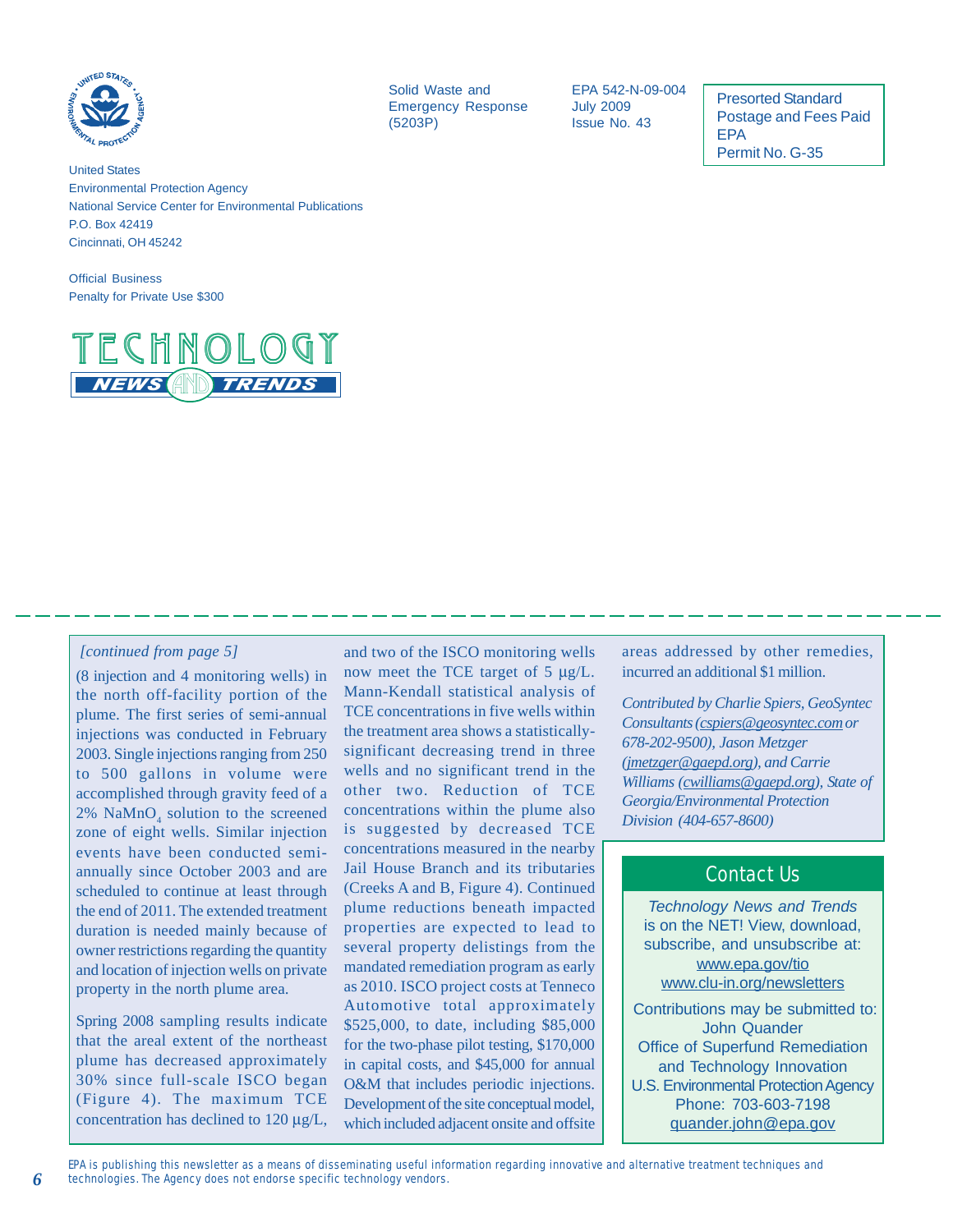Solid Waste and Emergency Response (5203P)

EPA 542-N-09-004
July 2009
Issue No. 43

Presorted Standard
Postage and Fees Paid
EPA
Permit No. G-35

United States
Environmental Protection Agency
National Service Center for Environmental Publications
P.O. Box 42419
Cincinnati, OH 45242

Official Business
Penalty for Private Use $300

# TECHNOLOGY NEWS AND TRENDS

*[continued from page 5]*

(8 injection and 4 monitoring wells) in the north off-facility portion of the plume. The first series of semi-annual injections was conducted in February 2003. Single injections ranging from 250 to 500 gallons in volume were accomplished through gravity feed of a 2% $NaMnO_4$ solution to the screened zone of eight wells. Similar injection events have been conducted semi-annually since October 2003 and are scheduled to continue at least through the end of 2011. The extended treatment duration is needed mainly because of owner restrictions regarding the quantity and location of injection wells on private property in the north plume area.

Spring 2008 sampling results indicate that the areal extent of the northeast plume has decreased approximately 30% since full-scale ISCO began (Figure 4). The maximum TCE concentration has declined to 120 µg/L, and two of the ISCO monitoring wells now meet the TCE target of 5 µg/L. Mann-Kendall statistical analysis of TCE concentrations in five wells within the treatment area shows a statistically-significant decreasing trend in three wells and no significant trend in the other two. Reduction of TCE concentrations within the plume also is suggested by decreased TCE concentrations measured in the nearby Jail House Branch and its tributaries (Creeks A and B, Figure 4). Continued plume reductions beneath impacted properties are expected to lead to several property delistings from the mandated remediation program as early as 2010. ISCO project costs at Tenneco Automotive total approximately $525,000, to date, including $85,000 for the two-phase pilot testing, $170,000 in capital costs, and $45,000 for annual O&M that includes periodic injections. Development of the site conceptual model, which included adjacent onsite and offsite areas addressed by other remedies, incurred an additional $1 million.

*Contributed by Charlie Spiers, GeoSyntec Consultants (cspiers@geosyntec.com or 678-202-9500), Jason Metzger (jmetzger@gaepd.org), and Carrie Williams (cwilliams@gaepd.org), State of Georgia/Environmental Protection Division (404-657-8600)*

## Contact Us

*Technology News and Trends* is on the NET! View, download, subscribe, and unsubscribe at:
www.epa.gov/tio
www.clu-in.org/newsletters

Contributions may be submitted to:
John Quander
Office of Superfund Remediation and Technology Innovation
U.S. Environmental Protection Agency
Phone: 703-603-7198
quander.john@epa.gov

EPA is publishing this newsletter as a means of disseminating useful information regarding innovative and alternative treatment techniques and technologies. The Agency does not endorse specific technology vendors.